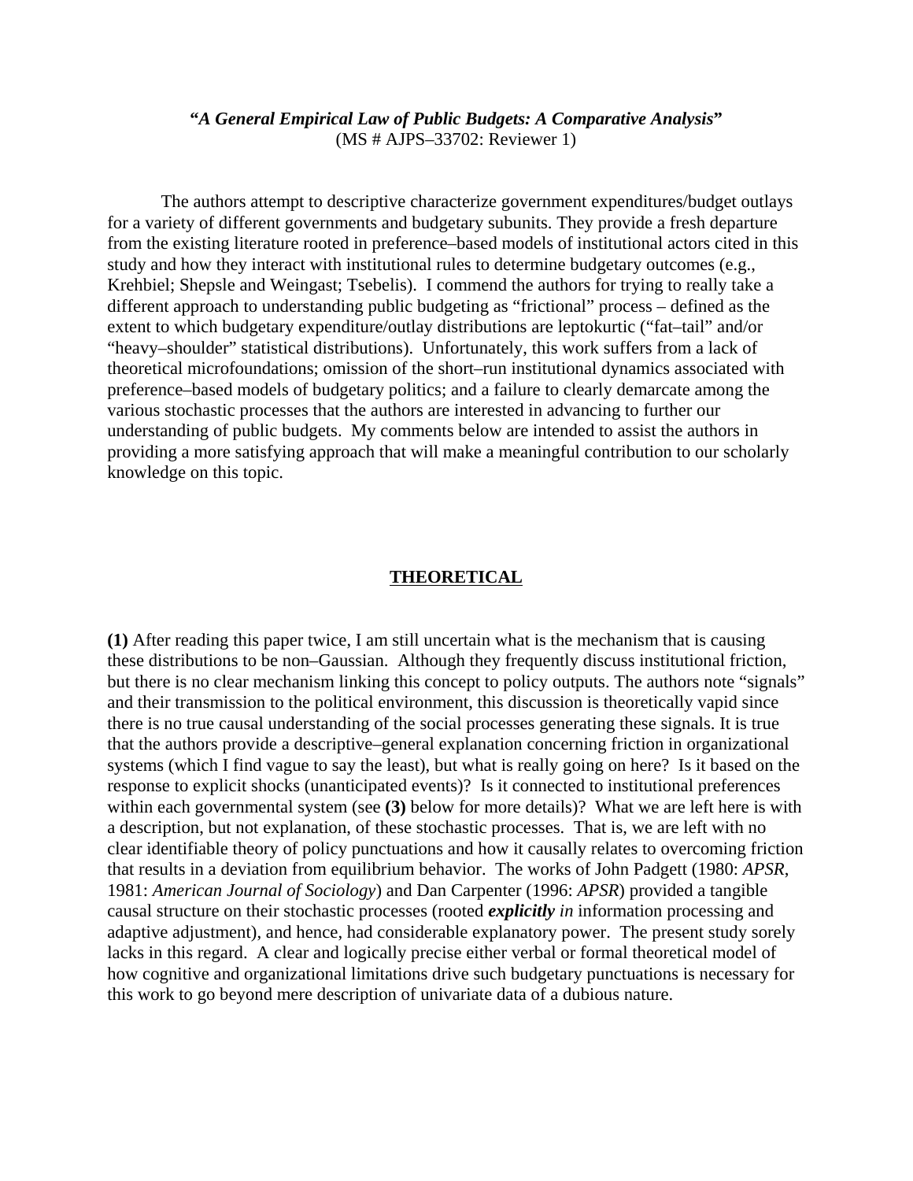***"A General Empirical Law of Public Budgets: A Comparative Analysis"***
(MS # AJPS–33702: Reviewer 1)

The authors attempt to descriptive characterize government expenditures/budget outlays for a variety of different governments and budgetary subunits. They provide a fresh departure from the existing literature rooted in preference–based models of institutional actors cited in this study and how they interact with institutional rules to determine budgetary outcomes (e.g., Krehbiel; Shepsle and Weingast; Tsebelis). I commend the authors for trying to really take a different approach to understanding public budgeting as "frictional" process – defined as the extent to which budgetary expenditure/outlay distributions are leptokurtic ("fat–tail" and/or "heavy–shoulder" statistical distributions). Unfortunately, this work suffers from a lack of theoretical microfoundations; omission of the short–run institutional dynamics associated with preference–based models of budgetary politics; and a failure to clearly demarcate among the various stochastic processes that the authors are interested in advancing to further our understanding of public budgets. My comments below are intended to assist the authors in providing a more satisfying approach that will make a meaningful contribution to our scholarly knowledge on this topic.

## THEORETICAL

**(1)** After reading this paper twice, I am still uncertain what is the mechanism that is causing these distributions to be non–Gaussian. Although they frequently discuss institutional friction, but there is no clear mechanism linking this concept to policy outputs. The authors note "signals" and their transmission to the political environment, this discussion is theoretically vapid since there is no true causal understanding of the social processes generating these signals. It is true that the authors provide a descriptive–general explanation concerning friction in organizational systems (which I find vague to say the least), but what is really going on here? Is it based on the response to explicit shocks (unanticipated events)? Is it connected to institutional preferences within each governmental system (see **(3)** below for more details)? What we are left here is with a description, but not explanation, of these stochastic processes. That is, we are left with no clear identifiable theory of policy punctuations and how it causally relates to overcoming friction that results in a deviation from equilibrium behavior. The works of John Padgett (1980: *APSR*, 1981: *American Journal of Sociology*) and Dan Carpenter (1996: *APSR*) provided a tangible causal structure on their stochastic processes (rooted ***explicitly** in* information processing and adaptive adjustment), and hence, had considerable explanatory power. The present study sorely lacks in this regard. A clear and logically precise either verbal or formal theoretical model of how cognitive and organizational limitations drive such budgetary punctuations is necessary for this work to go beyond mere description of univariate data of a dubious nature.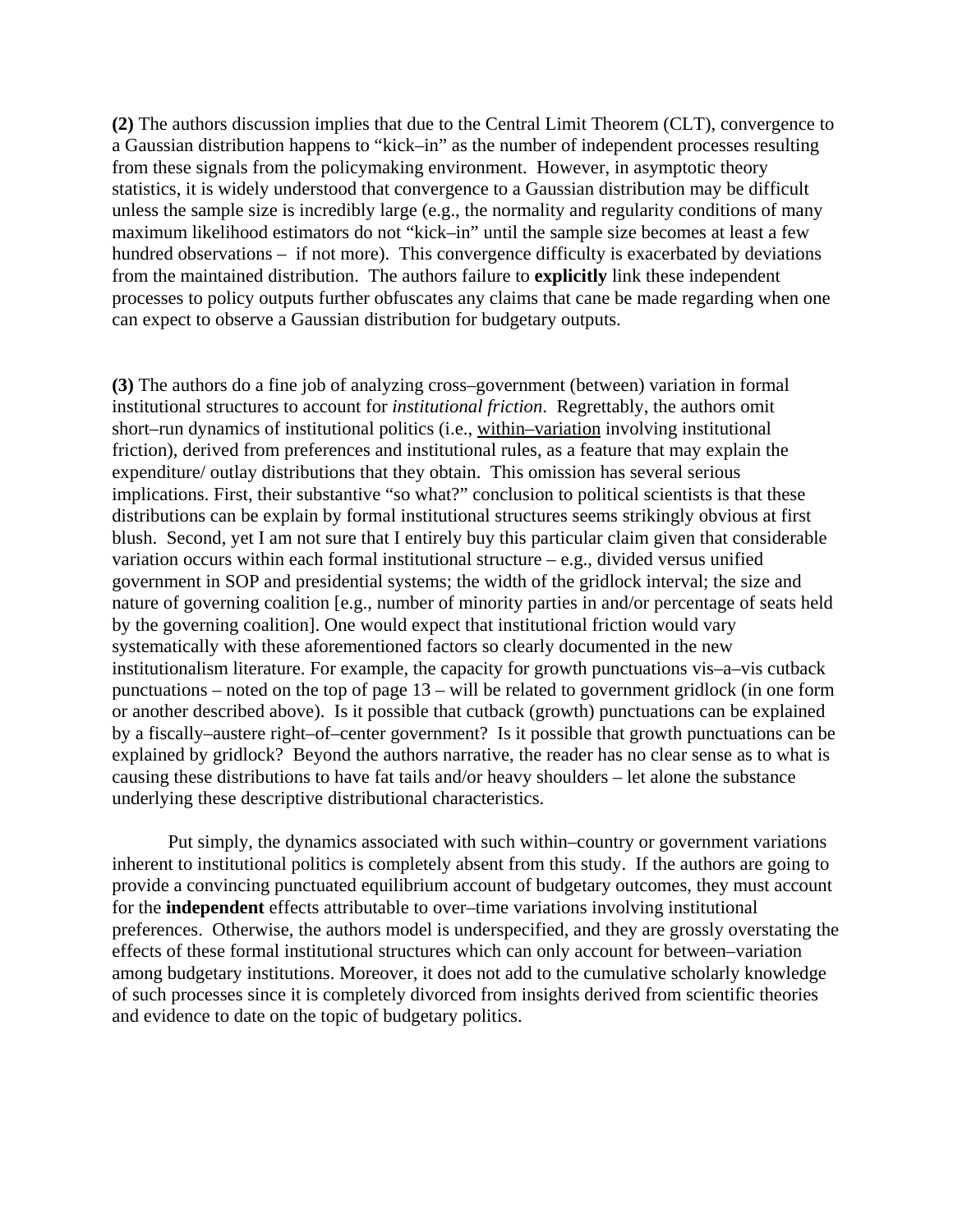**(2)** The authors discussion implies that due to the Central Limit Theorem (CLT), convergence to a Gaussian distribution happens to "kick–in" as the number of independent processes resulting from these signals from the policymaking environment. However, in asymptotic theory statistics, it is widely understood that convergence to a Gaussian distribution may be difficult unless the sample size is incredibly large (e.g., the normality and regularity conditions of many maximum likelihood estimators do not "kick–in" until the sample size becomes at least a few hundred observations – if not more). This convergence difficulty is exacerbated by deviations from the maintained distribution. The authors failure to **explicitly** link these independent processes to policy outputs further obfuscates any claims that cane be made regarding when one can expect to observe a Gaussian distribution for budgetary outputs.

**(3)** The authors do a fine job of analyzing cross–government (between) variation in formal institutional structures to account for *institutional friction*. Regrettably, the authors omit short–run dynamics of institutional politics (i.e., <u>within–variation</u> involving institutional friction), derived from preferences and institutional rules, as a feature that may explain the expenditure/ outlay distributions that they obtain. This omission has several serious implications. First, their substantive "so what?" conclusion to political scientists is that these distributions can be explain by formal institutional structures seems strikingly obvious at first blush. Second, yet I am not sure that I entirely buy this particular claim given that considerable variation occurs within each formal institutional structure – e.g., divided versus unified government in SOP and presidential systems; the width of the gridlock interval; the size and nature of governing coalition [e.g., number of minority parties in and/or percentage of seats held by the governing coalition]. One would expect that institutional friction would vary systematically with these aforementioned factors so clearly documented in the new institutionalism literature. For example, the capacity for growth punctuations vis–a–vis cutback punctuations – noted on the top of page 13 – will be related to government gridlock (in one form or another described above). Is it possible that cutback (growth) punctuations can be explained by a fiscally–austere right–of–center government? Is it possible that growth punctuations can be explained by gridlock? Beyond the authors narrative, the reader has no clear sense as to what is causing these distributions to have fat tails and/or heavy shoulders – let alone the substance underlying these descriptive distributional characteristics.

Put simply, the dynamics associated with such within–country or government variations inherent to institutional politics is completely absent from this study. If the authors are going to provide a convincing punctuated equilibrium account of budgetary outcomes, they must account for the **independent** effects attributable to over–time variations involving institutional preferences. Otherwise, the authors model is underspecified, and they are grossly overstating the effects of these formal institutional structures which can only account for between–variation among budgetary institutions. Moreover, it does not add to the cumulative scholarly knowledge of such processes since it is completely divorced from insights derived from scientific theories and evidence to date on the topic of budgetary politics.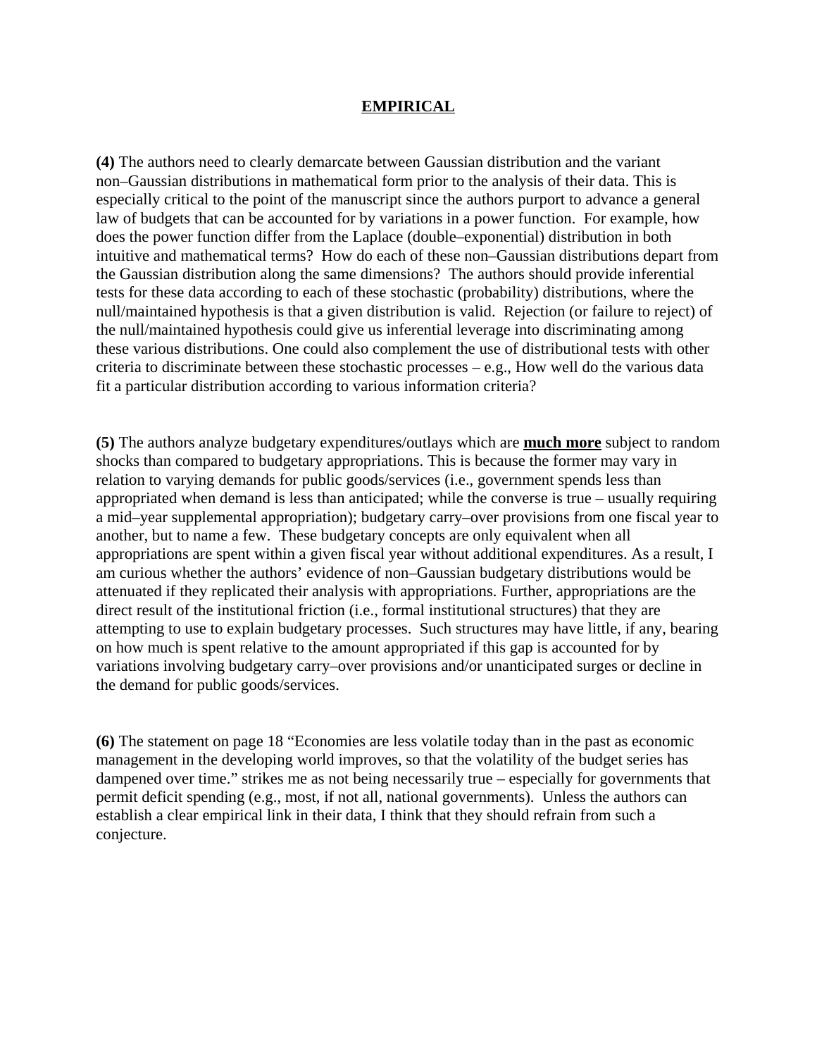## EMPIRICAL

**(4)** The authors need to clearly demarcate between Gaussian distribution and the variant non–Gaussian distributions in mathematical form prior to the analysis of their data. This is especially critical to the point of the manuscript since the authors purport to advance a general law of budgets that can be accounted for by variations in a power function. For example, how does the power function differ from the Laplace (double–exponential) distribution in both intuitive and mathematical terms? How do each of these non–Gaussian distributions depart from the Gaussian distribution along the same dimensions? The authors should provide inferential tests for these data according to each of these stochastic (probability) distributions, where the null/maintained hypothesis is that a given distribution is valid. Rejection (or failure to reject) of the null/maintained hypothesis could give us inferential leverage into discriminating among these various distributions. One could also complement the use of distributional tests with other criteria to discriminate between these stochastic processes – e.g., How well do the various data fit a particular distribution according to various information criteria?

**(5)** The authors analyze budgetary expenditures/outlays which are **much more** subject to random shocks than compared to budgetary appropriations. This is because the former may vary in relation to varying demands for public goods/services (i.e., government spends less than appropriated when demand is less than anticipated; while the converse is true – usually requiring a mid–year supplemental appropriation); budgetary carry–over provisions from one fiscal year to another, but to name a few. These budgetary concepts are only equivalent when all appropriations are spent within a given fiscal year without additional expenditures. As a result, I am curious whether the authors' evidence of non–Gaussian budgetary distributions would be attenuated if they replicated their analysis with appropriations. Further, appropriations are the direct result of the institutional friction (i.e., formal institutional structures) that they are attempting to use to explain budgetary processes. Such structures may have little, if any, bearing on how much is spent relative to the amount appropriated if this gap is accounted for by variations involving budgetary carry–over provisions and/or unanticipated surges or decline in the demand for public goods/services.

**(6)** The statement on page 18 "Economies are less volatile today than in the past as economic management in the developing world improves, so that the volatility of the budget series has dampened over time." strikes me as not being necessarily true – especially for governments that permit deficit spending (e.g., most, if not all, national governments). Unless the authors can establish a clear empirical link in their data, I think that they should refrain from such a conjecture.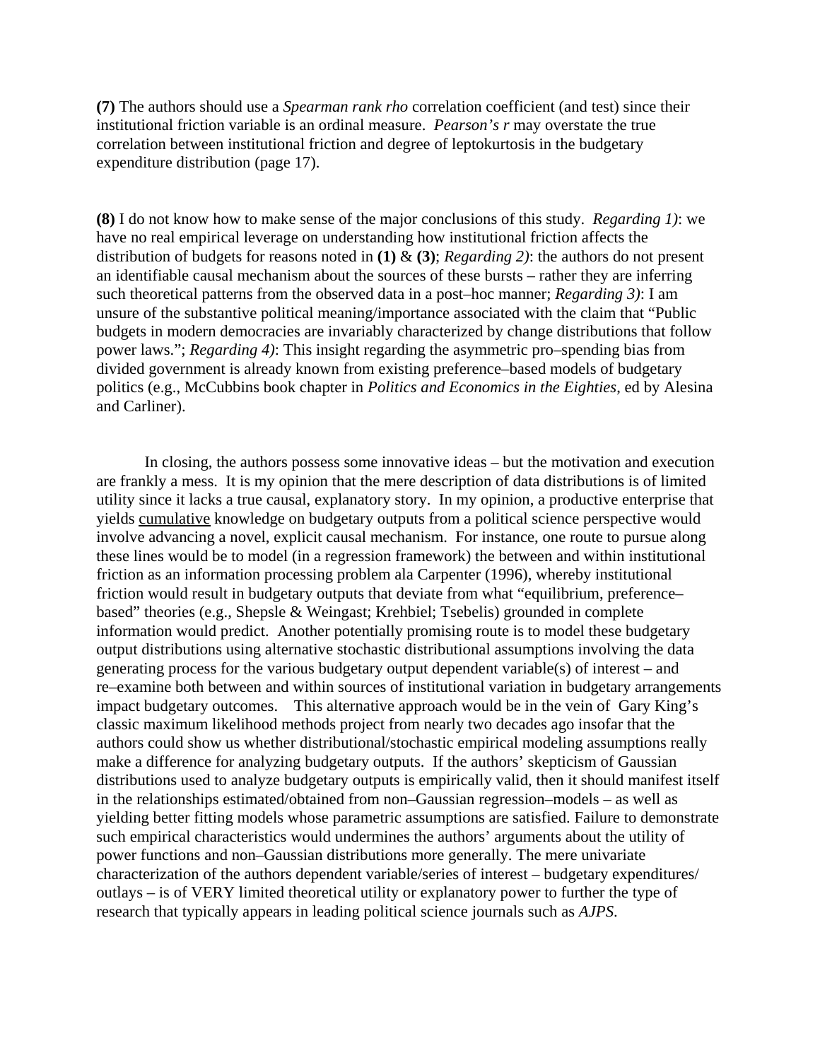**(7)** The authors should use a *Spearman rank rho* correlation coefficient (and test) since their institutional friction variable is an ordinal measure. *Pearson's r* may overstate the true correlation between institutional friction and degree of leptokurtosis in the budgetary expenditure distribution (page 17).

**(8)** I do not know how to make sense of the major conclusions of this study. *Regarding 1)*: we have no real empirical leverage on understanding how institutional friction affects the distribution of budgets for reasons noted in **(1)** & **(3)**; *Regarding 2)*: the authors do not present an identifiable causal mechanism about the sources of these bursts – rather they are inferring such theoretical patterns from the observed data in a post–hoc manner; *Regarding 3)*: I am unsure of the substantive political meaning/importance associated with the claim that "Public budgets in modern democracies are invariably characterized by change distributions that follow power laws."; *Regarding 4)*: This insight regarding the asymmetric pro–spending bias from divided government is already known from existing preference–based models of budgetary politics (e.g., McCubbins book chapter in *Politics and Economics in the Eighties*, ed by Alesina and Carliner).

In closing, the authors possess some innovative ideas – but the motivation and execution are frankly a mess. It is my opinion that the mere description of data distributions is of limited utility since it lacks a true causal, explanatory story. In my opinion, a productive enterprise that yields <u>cumulative</u> knowledge on budgetary outputs from a political science perspective would involve advancing a novel, explicit causal mechanism. For instance, one route to pursue along these lines would be to model (in a regression framework) the between and within institutional friction as an information processing problem ala Carpenter (1996), whereby institutional friction would result in budgetary outputs that deviate from what "equilibrium, preference–based" theories (e.g., Shepsle & Weingast; Krehbiel; Tsebelis) grounded in complete information would predict. Another potentially promising route is to model these budgetary output distributions using alternative stochastic distributional assumptions involving the data generating process for the various budgetary output dependent variable(s) of interest – and re–examine both between and within sources of institutional variation in budgetary arrangements impact budgetary outcomes. This alternative approach would be in the vein of Gary King's classic maximum likelihood methods project from nearly two decades ago insofar that the authors could show us whether distributional/stochastic empirical modeling assumptions really make a difference for analyzing budgetary outputs. If the authors' skepticism of Gaussian distributions used to analyze budgetary outputs is empirically valid, then it should manifest itself in the relationships estimated/obtained from non–Gaussian regression–models – as well as yielding better fitting models whose parametric assumptions are satisfied. Failure to demonstrate such empirical characteristics would undermines the authors' arguments about the utility of power functions and non–Gaussian distributions more generally. The mere univariate characterization of the authors dependent variable/series of interest – budgetary expenditures/ outlays – is of VERY limited theoretical utility or explanatory power to further the type of research that typically appears in leading political science journals such as *AJPS*.